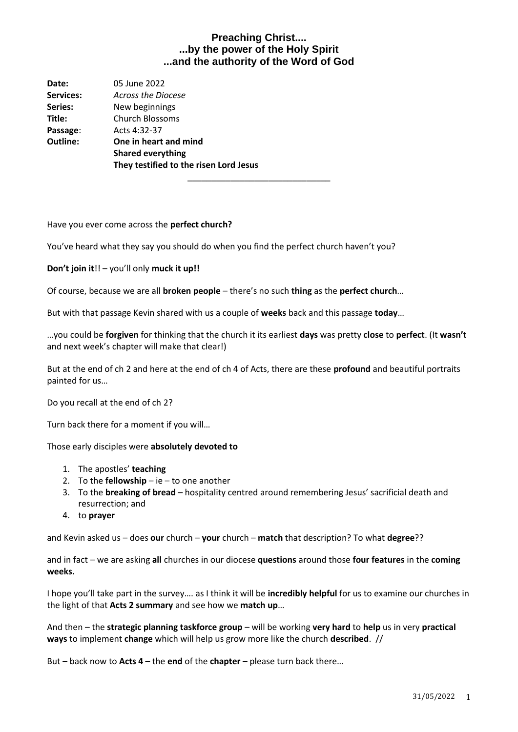# Preaching Christ....
## ...by the power of the Holy Spirit
## ...and the authority of the Word of God

**Date:** 05 June 2022
**Services:** *Across the Diocese*
**Series:** New beginnings
**Title:** Church Blossoms
**Passage**: Acts 4:32-37
**Outline:** **One in heart and mind**
**Shared everything**
**They testified to the risen Lord Jesus**

---

Have you ever come across the **perfect church?**

You've heard what they say you should do when you find the perfect church haven't you?

**Don't join it**!! – you'll only **muck it up!!**

Of course, because we are all **broken people** – there's no such **thing** as the **perfect church**…

But with that passage Kevin shared with us a couple of **weeks** back and this passage **today**…

…you could be **forgiven** for thinking that the church it its earliest **days** was pretty **close** to **perfect**. (It **wasn't** and next week's chapter will make that clear!)

But at the end of ch 2 and here at the end of ch 4 of Acts, there are these **profound** and beautiful portraits painted for us…

Do you recall at the end of ch 2?

Turn back there for a moment if you will…

Those early disciples were **absolutely devoted to**

1. The apostles' **teaching**
2. To the **fellowship** – ie – to one another
3. To the **breaking of bread** – hospitality centred around remembering Jesus' sacrificial death and resurrection; and
4. to **prayer**

and Kevin asked us – does **our** church – **your** church – **match** that description? To what **degree**??

and in fact – we are asking **all** churches in our diocese **questions** around those **four features** in the **coming weeks.**

I hope you'll take part in the survey…. as I think it will be **incredibly helpful** for us to examine our churches in the light of that **Acts 2 summary** and see how we **match up**…

And then – the **strategic planning taskforce group** – will be working **very hard** to **help** us in very **practical ways** to implement **change** which will help us grow more like the church **described**. //

But – back now to **Acts 4** – the **end** of the **chapter** – please turn back there…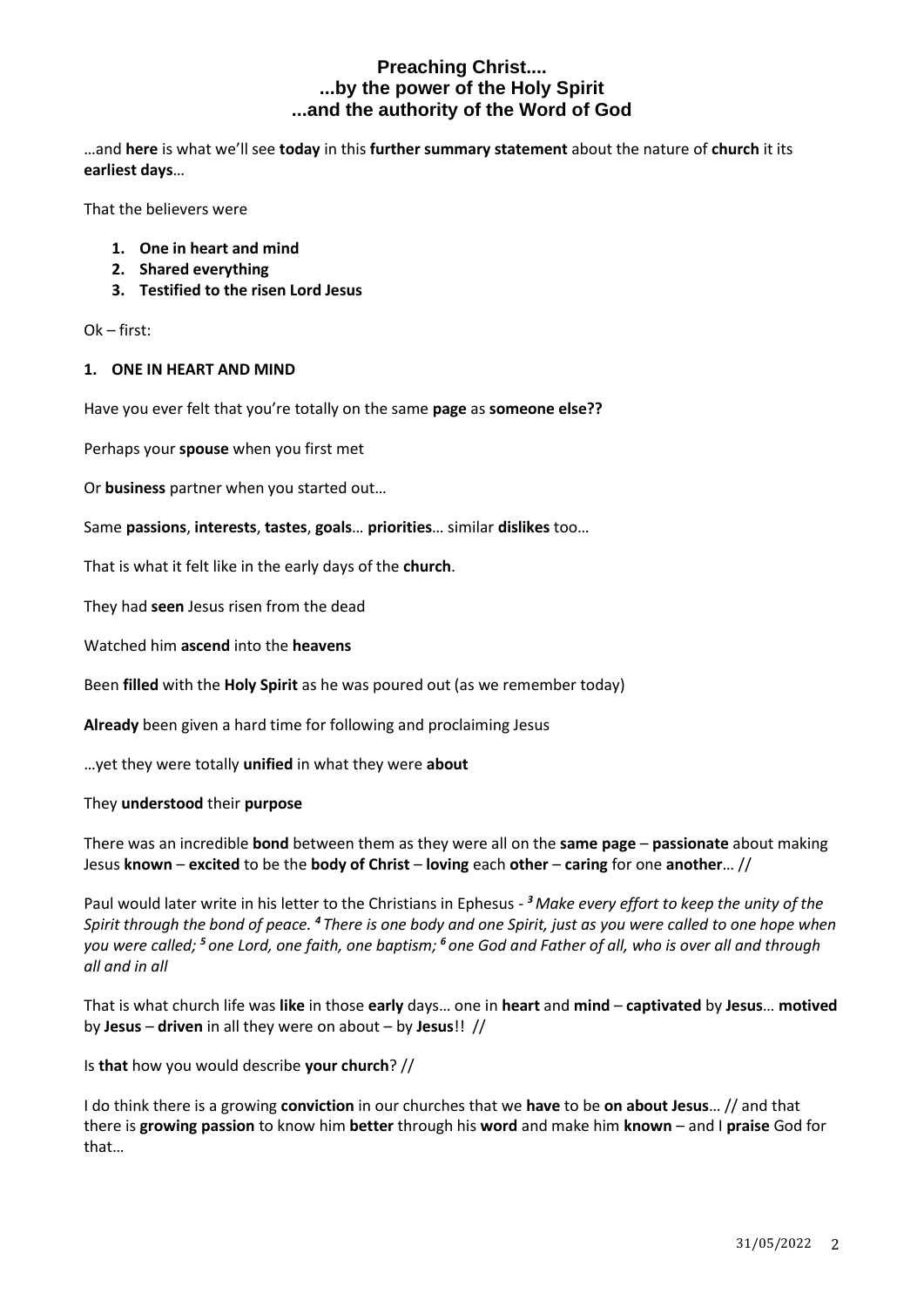**Preaching Christ....**
**...by the power of the Holy Spirit**
**...and the authority of the Word of God**

…and **here** is what we'll see **today** in this **further summary statement** about the nature of **church** it its **earliest days**…

That the believers were

1. **One in heart and mind**
2. **Shared everything**
3. **Testified to the risen Lord Jesus**

Ok – first:

**1. ONE IN HEART AND MIND**

Have you ever felt that you're totally on the same **page** as **someone else??**

Perhaps your **spouse** when you first met

Or **business** partner when you started out…

Same **passions**, **interests**, **tastes**, **goals**… **priorities**… similar **dislikes** too…

That is what it felt like in the early days of the **church**.

They had **seen** Jesus risen from the dead

Watched him **ascend** into the **heavens**

Been **filled** with the **Holy Spirit** as he was poured out (as we remember today)

**Already** been given a hard time for following and proclaiming Jesus

…yet they were totally **unified** in what they were **about**

They **understood** their **purpose**

There was an incredible **bond** between them as they were all on the **same page** – **passionate** about making Jesus **known** – **excited** to be the **body of Christ** – **loving** each **other** – **caring** for one **another**… //

Paul would later write in his letter to the Christians in Ephesus - ***3*** *Make every effort to keep the unity of the Spirit through the bond of peace.* ***4*** *There is one body and one Spirit, just as you were called to one hope when you were called;* ***5*** *one Lord, one faith, one baptism;* ***6*** *one God and Father of all, who is over all and through all and in all*

That is what church life was **like** in those **early** days… one in **heart** and **mind** – **captivated** by **Jesus**… **motived** by **Jesus** – **driven** in all they were on about – by **Jesus**!! //

Is **that** how you would describe **your church**? //

I do think there is a growing **conviction** in our churches that we **have** to be **on about Jesus**… // and that there is **growing passion** to know him **better** through his **word** and make him **known** – and I **praise** God for that…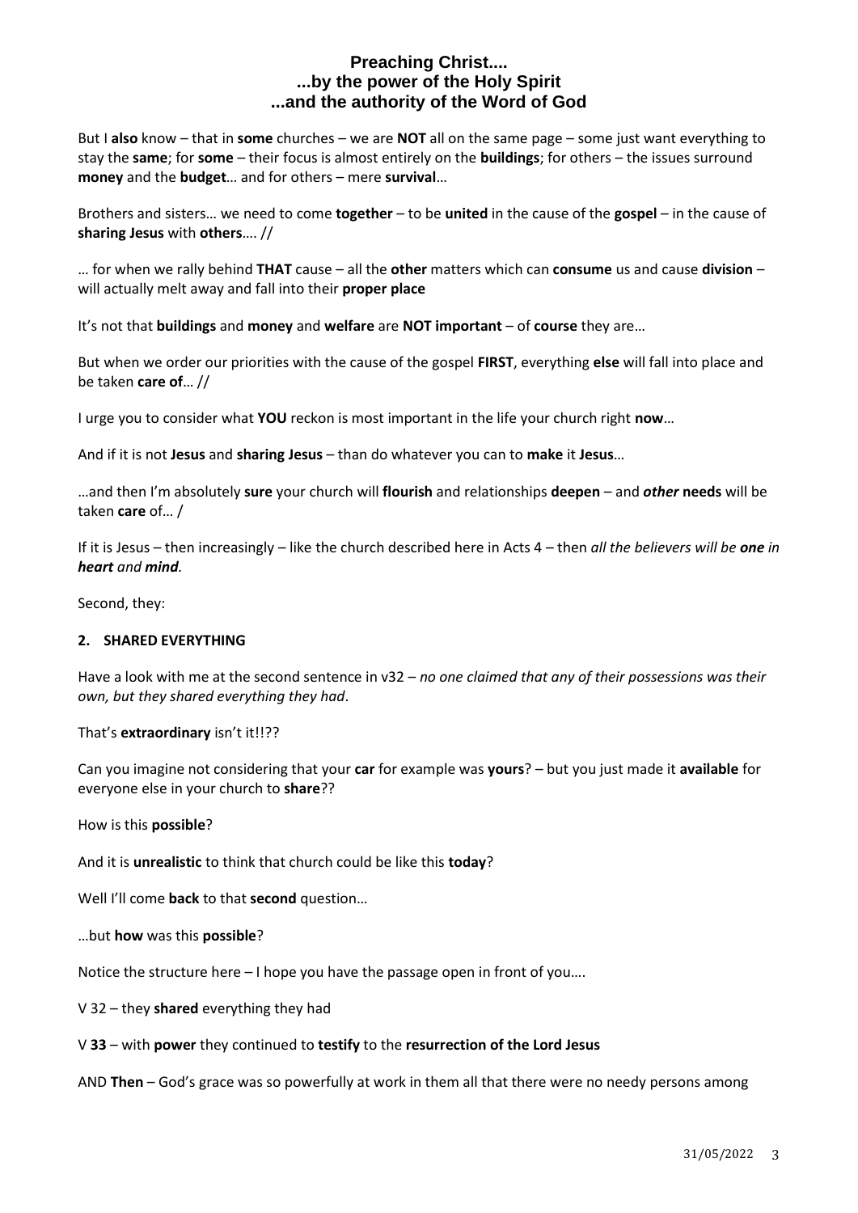But I **also** know – that in **some** churches – we are **NOT** all on the same page – some just want everything to stay the **same**; for **some** – their focus is almost entirely on the **buildings**; for others – the issues surround **money** and the **budget**… and for others – mere **survival**…

Brothers and sisters… we need to come **together** – to be **united** in the cause of the **gospel** – in the cause of **sharing Jesus** with **others**…. //

… for when we rally behind **THAT** cause – all the **other** matters which can **consume** us and cause **division** – will actually melt away and fall into their **proper place**

It's not that **buildings** and **money** and **welfare** are **NOT important** – of **course** they are…

But when we order our priorities with the cause of the gospel **FIRST**, everything **else** will fall into place and be taken **care of**… //

I urge you to consider what **YOU** reckon is most important in the life your church right **now**…

And if it is not **Jesus** and **sharing Jesus** – than do whatever you can to **make** it **Jesus**…

…and then I'm absolutely **sure** your church will **flourish** and relationships **deepen** – and ***other*** **needs** will be taken **care** of… /

If it is Jesus – then increasingly – like the church described here in Acts 4 – then *all the believers will be **one** in **heart** and **mind**.*

Second, they:

**2. SHARED EVERYTHING**

Have a look with me at the second sentence in v32 – *no one claimed that any of their possessions was their own, but they shared everything they had*.

That's **extraordinary** isn't it!!??

Can you imagine not considering that your **car** for example was **yours**? – but you just made it **available** for everyone else in your church to **share**??

How is this **possible**?

And it is **unrealistic** to think that church could be like this **today**?

Well I'll come **back** to that **second** question…

…but **how** was this **possible**?

Notice the structure here – I hope you have the passage open in front of you….

V 32 – they **shared** everything they had

V **33** – with **power** they continued to **testify** to the **resurrection of the Lord Jesus**

AND **Then** – God's grace was so powerfully at work in them all that there were no needy persons among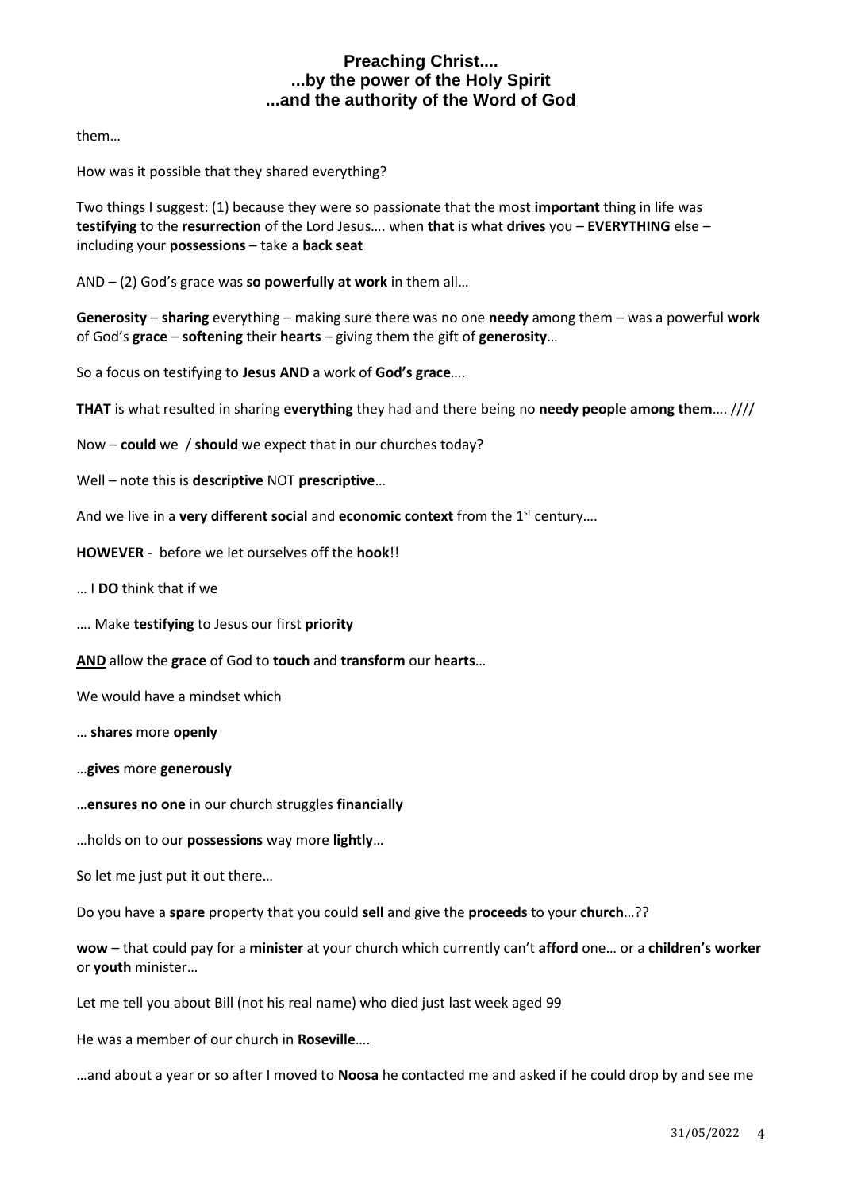them…

How was it possible that they shared everything?

Two things I suggest: (1) because they were so passionate that the most **important** thing in life was **testifying** to the **resurrection** of the Lord Jesus…. when **that** is what **drives** you – **EVERYTHING** else – including your **possessions** – take a **back seat**

AND – (2) God's grace was **so powerfully at work** in them all…

**Generosity** – **sharing** everything – making sure there was no one **needy** among them – was a powerful **work** of God's **grace** – **softening** their **hearts** – giving them the gift of **generosity**…

So a focus on testifying to **Jesus AND** a work of **God's grace**….

**THAT** is what resulted in sharing **everything** they had and there being no **needy people among them**…. ////

Now – **could** we / **should** we expect that in our churches today?

Well – note this is **descriptive** NOT **prescriptive**…

And we live in a **very different social** and **economic context** from the 1st century….

**HOWEVER** - before we let ourselves off the **hook**!!

… I **DO** think that if we

…. Make **testifying** to Jesus our first **priority**

<u>**AND**</u> allow the **grace** of God to **touch** and **transform** our **hearts**…

We would have a mindset which

… **shares** more **openly**

…**gives** more **generously**

…**ensures no one** in our church struggles **financially**

…holds on to our **possessions** way more **lightly**…

So let me just put it out there…

Do you have a **spare** property that you could **sell** and give the **proceeds** to your **church**…??

**wow** – that could pay for a **minister** at your church which currently can't **afford** one… or a **children's worker** or **youth** minister…

Let me tell you about Bill (not his real name) who died just last week aged 99

He was a member of our church in **Roseville**….

…and about a year or so after I moved to **Noosa** he contacted me and asked if he could drop by and see me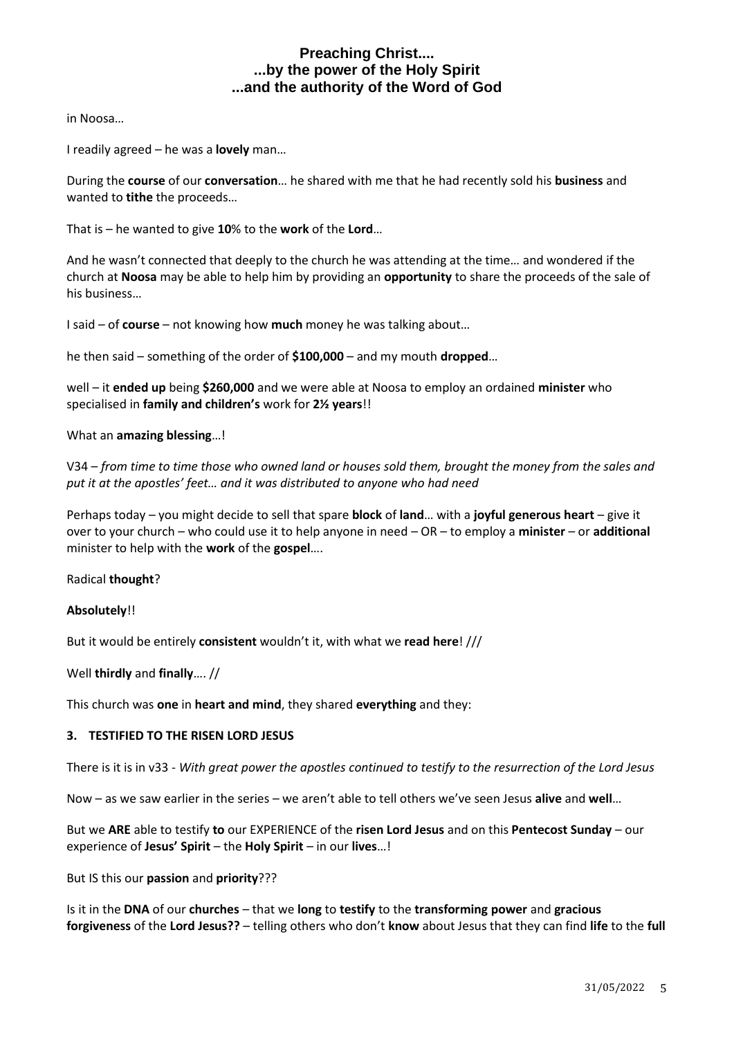in Noosa…

I readily agreed – he was a **lovely** man…

During the **course** of our **conversation**… he shared with me that he had recently sold his **business** and wanted to **tithe** the proceeds…

That is – he wanted to give **10**% to the **work** of the **Lord**…

And he wasn't connected that deeply to the church he was attending at the time… and wondered if the church at **Noosa** may be able to help him by providing an **opportunity** to share the proceeds of the sale of his business…

I said – of **course** – not knowing how **much** money he was talking about…

he then said – something of the order of **$100,000** – and my mouth **dropped**…

well – it **ended up** being **$260,000** and we were able at Noosa to employ an ordained **minister** who specialised in **family and children's** work for **2½ years**!!

What an **amazing blessing**…!

V34 – *from time to time those who owned land or houses sold them, brought the money from the sales and put it at the apostles' feet… and it was distributed to anyone who had need*

Perhaps today – you might decide to sell that spare **block** of **land**… with a **joyful generous heart** – give it over to your church – who could use it to help anyone in need – OR – to employ a **minister** – or **additional** minister to help with the **work** of the **gospel**….

Radical **thought**?

**Absolutely**!!

But it would be entirely **consistent** wouldn't it, with what we **read here**! ///

Well **thirdly** and **finally**…. //

This church was **one** in **heart and mind**, they shared **everything** and they:

### 3. TESTIFIED TO THE RISEN LORD JESUS

There is it is in v33 - *With great power the apostles continued to testify to the resurrection of the Lord Jesus*

Now – as we saw earlier in the series – we aren't able to tell others we've seen Jesus **alive** and **well**…

But we **ARE** able to testify **to** our EXPERIENCE of the **risen Lord Jesus** and on this **Pentecost Sunday** – our experience of **Jesus' Spirit** – the **Holy Spirit** – in our **lives**…!

But IS this our **passion** and **priority**???

Is it in the **DNA** of our **churches** – that we **long** to **testify** to the **transforming power** and **gracious forgiveness** of the **Lord Jesus??** – telling others who don't **know** about Jesus that they can find **life** to the **full**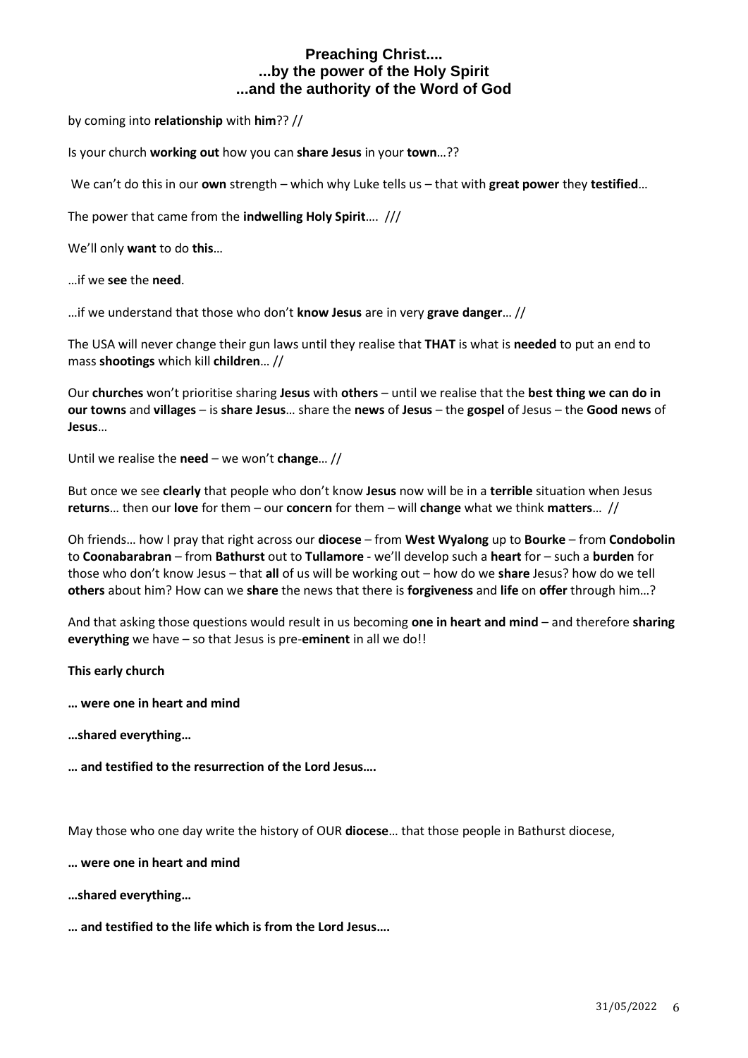by coming into **relationship** with **him**?? //

Is your church **working out** how you can **share Jesus** in your **town**…??

We can't do this in our **own** strength – which why Luke tells us – that with **great power** they **testified**…

The power that came from the **indwelling Holy Spirit**…. ///

We'll only **want** to do **this**…

…if we **see** the **need**.

…if we understand that those who don't **know Jesus** are in very **grave danger**… //

The USA will never change their gun laws until they realise that **THAT** is what is **needed** to put an end to mass **shootings** which kill **children**… //

Our **churches** won't prioritise sharing **Jesus** with **others** – until we realise that the **best thing we can do in our towns** and **villages** – is **share Jesus**… share the **news** of **Jesus** – the **gospel** of Jesus – the **Good news** of **Jesus**…

Until we realise the **need** – we won't **change**… //

But once we see **clearly** that people who don't know **Jesus** now will be in a **terrible** situation when Jesus **returns**… then our **love** for them – our **concern** for them – will **change** what we think **matters**… //

Oh friends… how I pray that right across our **diocese** – from **West Wyalong** up to **Bourke** – from **Condobolin** to **Coonabarabran** – from **Bathurst** out to **Tullamore** - we'll develop such a **heart** for – such a **burden** for those who don't know Jesus – that **all** of us will be working out – how do we **share** Jesus? how do we tell **others** about him? How can we **share** the news that there is **forgiveness** and **life** on **offer** through him…?

And that asking those questions would result in us becoming **one in heart and mind** – and therefore **sharing everything** we have – so that Jesus is pre-**eminent** in all we do!!

**This early church**

**… were one in heart and mind**

**…shared everything…**

**… and testified to the resurrection of the Lord Jesus….**

May those who one day write the history of OUR **diocese**… that those people in Bathurst diocese,

**… were one in heart and mind**

**…shared everything…**

**… and testified to the life which is from the Lord Jesus….**